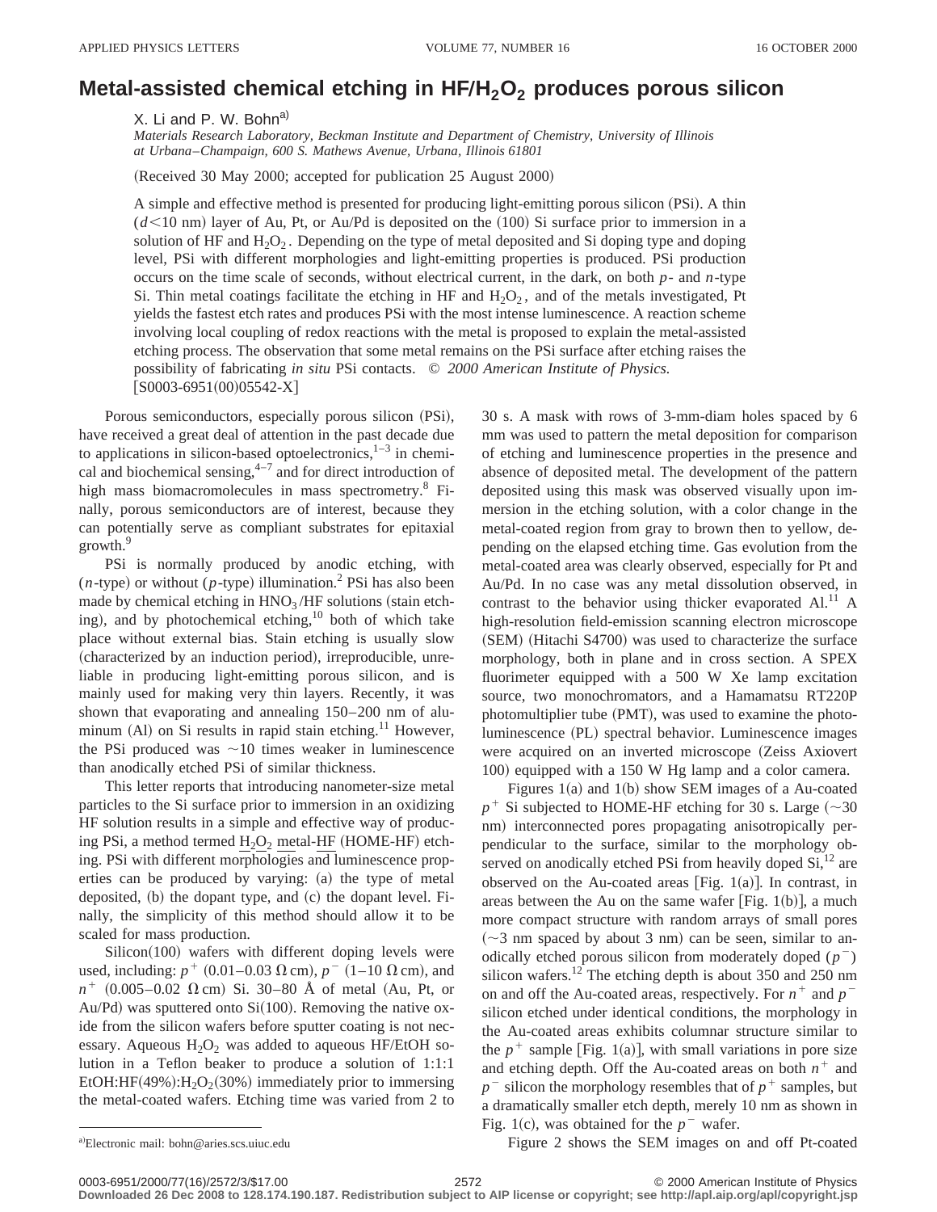# Metal-assisted chemical etching in $HF/H_2O_2$ produces porous silicon

X. Li and P. W. Bohn[a)]

*Materials Research Laboratory, Beckman Institute and Department of Chemistry, University of Illinois at Urbana–Champaign, 600 S. Mathews Avenue, Urbana, Illinois 61801*

(Received 30 May 2000; accepted for publication 25 August 2000)

A simple and effective method is presented for producing light-emitting porous silicon (PSi). A thin ($d<10$ nm) layer of Au, Pt, or Au/Pd is deposited on the (100) Si surface prior to immersion in a solution of HF and $H_2O_2$. Depending on the type of metal deposited and Si doping type and doping level, PSi with different morphologies and light-emitting properties is produced. PSi production occurs on the time scale of seconds, without electrical current, in the dark, on both *p*- and *n*-type Si. Thin metal coatings facilitate the etching in HF and $H_2O_2$, and of the metals investigated, Pt yields the fastest etch rates and produces PSi with the most intense luminescence. A reaction scheme involving local coupling of redox reactions with the metal is proposed to explain the metal-assisted etching process. The observation that some metal remains on the PSi surface after etching raises the possibility of fabricating *in situ* PSi contacts. © *2000 American Institute of Physics.* [S0003-6951(00)05542-X]

Porous semiconductors, especially porous silicon (PSi), have received a great deal of attention in the past decade due to applications in silicon-based optoelectronics,[1–3] in chemical and biochemical sensing,[4–7] and for direct introduction of high mass biomacromolecules in mass spectrometry.[8] Finally, porous semiconductors are of interest, because they can potentially serve as compliant substrates for epitaxial growth.[9]

PSi is normally produced by anodic etching, with (*n*-type) or without (*p*-type) illumination.[2] PSi has also been made by chemical etching in $HNO_3/HF$ solutions (stain etching), and by photochemical etching,[10] both of which take place without external bias. Stain etching is usually slow (characterized by an induction period), irreproducible, unreliable in producing light-emitting porous silicon, and is mainly used for making very thin layers. Recently, it was shown that evaporating and annealing 150–200 nm of aluminum (Al) on Si results in rapid stain etching.[11] However, the PSi produced was ~10 times weaker in luminescence than anodically etched PSi of similar thickness.

This letter reports that introducing nanometer-size metal particles to the Si surface prior to immersion in an oxidizing HF solution results in a simple and effective way of producing PSi, a method termed <u>H</u><sub></sub>$_2$<u>O</u>$_2$ <u>me</u>tal-<u>HF</u> (HOME-HF) etching. PSi with different morphologies and luminescence properties can be produced by varying: (a) the type of metal deposited, (b) the dopant type, and (c) the dopant level. Finally, the simplicity of this method should allow it to be scaled for mass production.

Silicon(100) wafers with different doping levels were used, including: $p^+$ (0.01–0.03 Ω cm), $p^-$ (1–10 Ω cm), and $n^+$ (0.005–0.02 Ω cm) Si. 30–80 Å of metal (Au, Pt, or Au/Pd) was sputtered onto Si(100). Removing the native oxide from the silicon wafers before sputter coating is not necessary. Aqueous $H_2O_2$ was added to aqueous HF/EtOH solution in a Teflon beaker to produce a solution of 1:1:1 EtOH:HF(49%):$H_2O_2$(30%) immediately prior to immersing the metal-coated wafers. Etching time was varied from 2 to 30 s. A mask with rows of 3-mm-diam holes spaced by 6 mm was used to pattern the metal deposition for comparison of etching and luminescence properties in the presence and absence of deposited metal. The development of the pattern deposited using this mask was observed visually upon immersion in the etching solution, with a color change in the metal-coated region from gray to brown then to yellow, depending on the elapsed etching time. Gas evolution from the metal-coated area was clearly observed, especially for Pt and Au/Pd. In no case was any metal dissolution observed, in contrast to the behavior using thicker evaporated Al.[11] A high-resolution field-emission scanning electron microscope (SEM) (Hitachi S4700) was used to characterize the surface morphology, both in plane and in cross section. A SPEX fluorimeter equipped with a 500 W Xe lamp excitation source, two monochromators, and a Hamamatsu RT220P photomultiplier tube (PMT), was used to examine the photoluminescence (PL) spectral behavior. Luminescence images were acquired on an inverted microscope (Zeiss Axiovert 100) equipped with a 150 W Hg lamp and a color camera.

Figures 1(a) and 1(b) show SEM images of a Au-coated $p^+$ Si subjected to HOME-HF etching for 30 s. Large (~30 nm) interconnected pores propagating anisotropically perpendicular to the surface, similar to the morphology observed on anodically etched PSi from heavily doped Si,[12] are observed on the Au-coated areas [Fig. 1(a)]. In contrast, in areas between the Au on the same wafer [Fig. 1(b)], a much more compact structure with random arrays of small pores (~3 nm spaced by about 3 nm) can be seen, similar to anodically etched porous silicon from moderately doped ($p^-$) silicon wafers.[12] The etching depth is about 350 and 250 nm on and off the Au-coated areas, respectively. For $n^+$ and $p^-$ silicon etched under identical conditions, the morphology in the Au-coated areas exhibits columnar structure similar to the $p^+$ sample [Fig. 1(a)], with small variations in pore size and etching depth. Off the Au-coated areas on both $n^+$ and $p^-$ silicon the morphology resembles that of $p^+$ samples, but a dramatically smaller etch depth, merely 10 nm as shown in Fig. 1(c), was obtained for the $p^-$ wafer.

Figure 2 shows the SEM images on and off Pt-coated

[a)]Electronic mail: bohn@aries.scs.uiuc.edu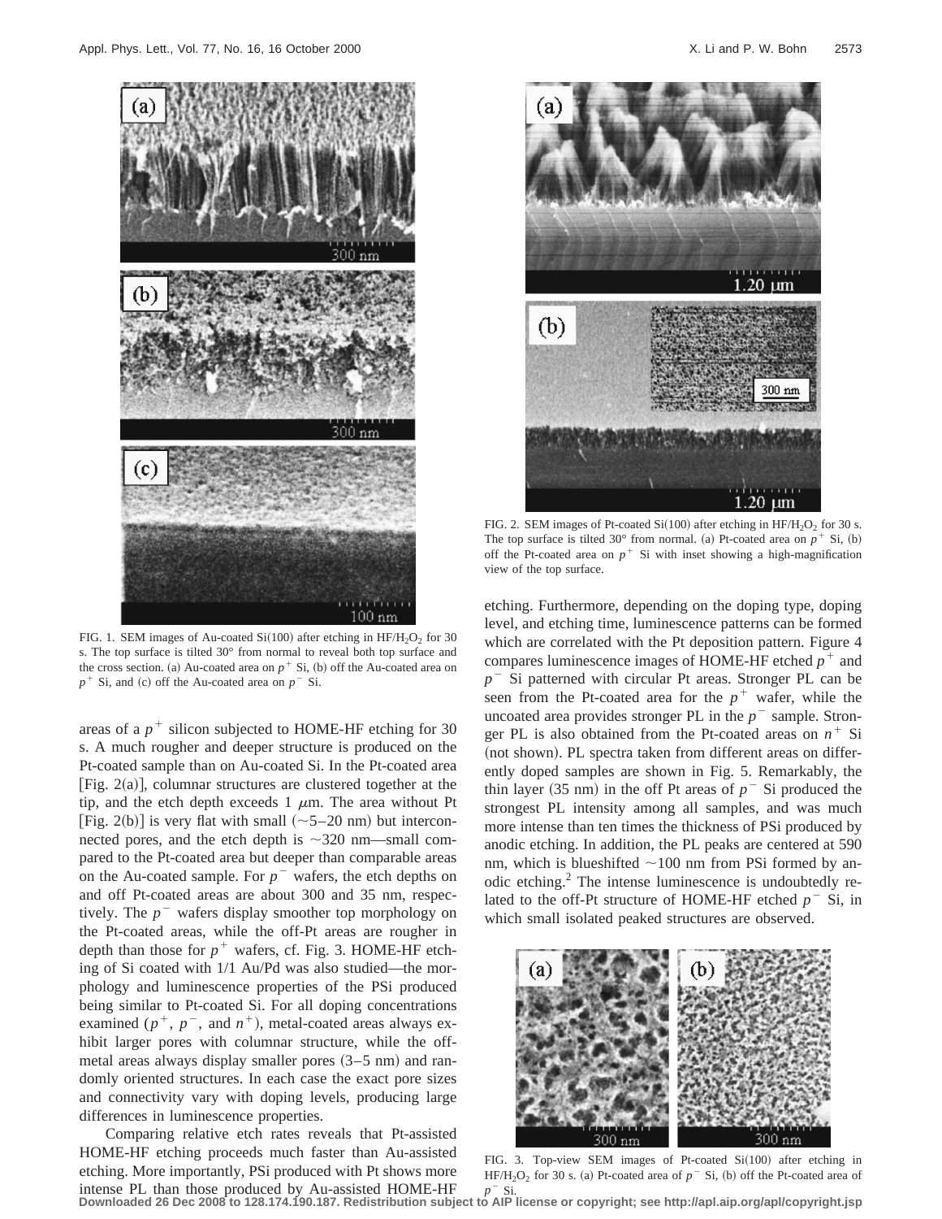FIG. 1. SEM images of Au-coated Si(100) after etching in $HF/H_2O_2$ for 30 s. The top surface is tilted 30° from normal to reveal both top surface and the cross section. (a) Au-coated area on $p^+$ Si, (b) off the Au-coated area on $p^+$ Si, and (c) off the Au-coated area on $p^-$ Si.

areas of a $p^+$ silicon subjected to HOME-HF etching for 30 s. A much rougher and deeper structure is produced on the Pt-coated sample than on Au-coated Si. In the Pt-coated area [Fig. 2(a)], columnar structures are clustered together at the tip, and the etch depth exceeds 1 $\mu$m. The area without Pt [Fig. 2(b)] is very flat with small (~5–20 nm) but interconnected pores, and the etch depth is ~320 nm—small compared to the Pt-coated area but deeper than comparable areas on the Au-coated sample. For $p^-$ wafers, the etch depths on and off Pt-coated areas are about 300 and 35 nm, respectively. The $p^-$ wafers display smoother top morphology on the Pt-coated areas, while the off-Pt areas are rougher in depth than those for $p^+$ wafers, cf. Fig. 3. HOME-HF etching of Si coated with 1/1 Au/Pd was also studied—the morphology and luminescence properties of the PSi produced being similar to Pt-coated Si. For all doping concentrations examined ($p^+$, $p^-$, and $n^+$), metal-coated areas always exhibit larger pores with columnar structure, while the off-metal areas always display smaller pores (3–5 nm) and randomly oriented structures. In each case the exact pore sizes and connectivity vary with doping levels, producing large differences in luminescence properties.

Comparing relative etch rates reveals that Pt-assisted HOME-HF etching proceeds much faster than Au-assisted etching. More importantly, PSi produced with Pt shows more intense PL than those produced by Au-assisted HOME-HF etching. Furthermore, depending on the doping type, doping level, and etching time, luminescence patterns can be formed which are correlated with the Pt deposition pattern. Figure 4 compares luminescence images of HOME-HF etched $p^+$ and $p^-$ Si patterned with circular Pt areas. Stronger PL can be seen from the Pt-coated area for the $p^+$ wafer, while the uncoated area provides stronger PL in the $p^-$ sample. Stronger PL is also obtained from the Pt-coated areas on $n^+$ Si (not shown). PL spectra taken from different areas on differently doped samples are shown in Fig. 5. Remarkably, the thin layer (35 nm) in the off Pt areas of $p^-$ Si produced the strongest PL intensity among all samples, and was much more intense than ten times the thickness of PSi produced by anodic etching. In addition, the PL peaks are centered at 590 nm, which is blueshifted ~100 nm from PSi formed by anodic etching.[2] The intense luminescence is undoubtedly related to the off-Pt structure of HOME-HF etched $p^-$ Si, in which small isolated peaked structures are observed.

FIG. 2. SEM images of Pt-coated Si(100) after etching in $HF/H_2O_2$ for 30 s. The top surface is tilted 30° from normal. (a) Pt-coated area on $p^+$ Si, (b) off the Pt-coated area on $p^+$ Si with inset showing a high-magnification view of the top surface.

FIG. 3. Top-view SEM images of Pt-coated Si(100) after etching in $HF/H_2O_2$ for 30 s. (a) Pt-coated area of $p^-$ Si, (b) off the Pt-coated area of $p^-$ Si.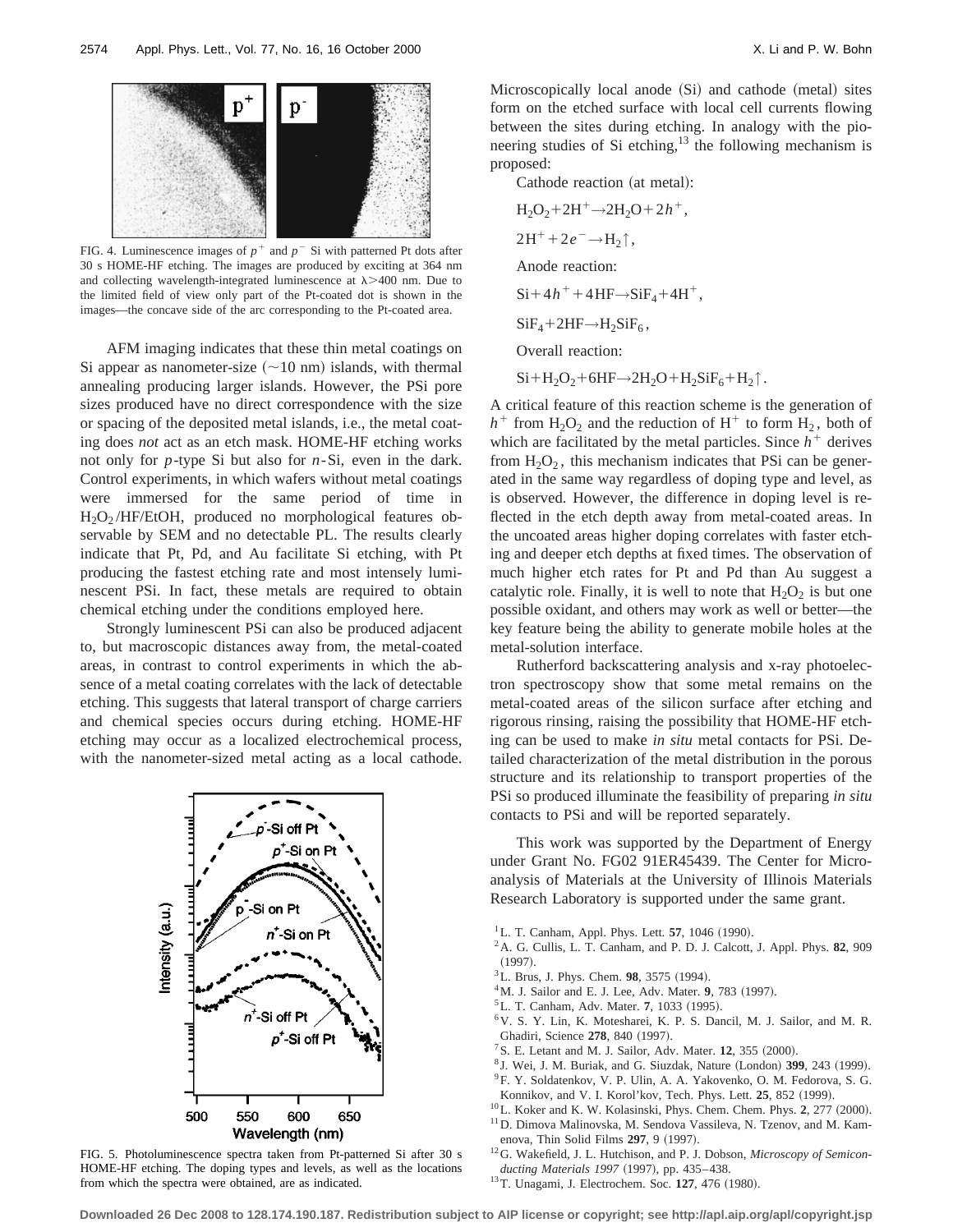p⁺

p⁻

FIG. 4. Luminescence images of $p^+$ and $p^-$ Si with patterned Pt dots after 30 s HOME-HF etching. The images are produced by exciting at 364 nm and collecting wavelength-integrated luminescence at $\lambda>400$ nm. Due to the limited field of view only part of the Pt-coated dot is shown in the images—the concave side of the arc corresponding to the Pt-coated area.

AFM imaging indicates that these thin metal coatings on Si appear as nanometer-size (~10 nm) islands, with thermal annealing producing larger islands. However, the PSi pore sizes produced have no direct correspondence with the size or spacing of the deposited metal islands, i.e., the metal coating does *not* act as an etch mask. HOME-HF etching works not only for *p*-type Si but also for *n*-Si, even in the dark. Control experiments, in which wafers without metal coatings were immersed for the same period of time in $H_2O_2$/HF/EtOH, produced no morphological features observable by SEM and no detectable PL. The results clearly indicate that Pt, Pd, and Au facilitate Si etching, with Pt producing the fastest etching rate and most intensely luminescent PSi. In fact, these metals are required to obtain chemical etching under the conditions employed here.

Strongly luminescent PSi can also be produced adjacent to, but macroscopic distances away from, the metal-coated areas, in contrast to control experiments in which the absence of a metal coating correlates with the lack of detectable etching. This suggests that lateral transport of charge carriers and chemical species occurs during etching. HOME-HF etching may occur as a localized electrochemical process, with the nanometer-sized metal acting as a local cathode.

Intensity (a.u.)

Wavelength (nm)

500 550 600 650

$p^-$-Si off Pt

$p^+$-Si on Pt

$p^-$-Si on Pt

$n^+$-Si on Pt

$n^+$-Si off Pt

$p^+$-Si off Pt

FIG. 5. Photoluminescence spectra taken from Pt-patterned Si after 30 s HOME-HF etching. The doping types and levels, as well as the locations from which the spectra were obtained, are as indicated.

Microscopically local anode (Si) and cathode (metal) sites form on the etched surface with local cell currents flowing between the sites during etching. In analogy with the pioneering studies of Si etching,[13] the following mechanism is proposed:

Cathode reaction (at metal):

$$H_2O_2+2H^+\rightarrow 2H_2O+2h^+,$$

$$2H^++2e^-\rightarrow H_2\uparrow,$$

Anode reaction:

$$Si+4h^++4HF\rightarrow SiF_4+4H^+,$$

$$SiF_4+2HF\rightarrow H_2SiF_6,$$

Overall reaction:

$$Si+H_2O_2+6HF\rightarrow 2H_2O+H_2SiF_6+H_2\uparrow.$$

A critical feature of this reaction scheme is the generation of $h^+$ from $H_2O_2$ and the reduction of $H^+$ to form $H_2$, both of which are facilitated by the metal particles. Since $h^+$ derives from $H_2O_2$, this mechanism indicates that PSi can be generated in the same way regardless of doping type and level, as is observed. However, the difference in doping level is reflected in the etch depth away from metal-coated areas. In the uncoated areas higher doping correlates with faster etching and deeper etch depths at fixed times. The observation of much higher etch rates for Pt and Pd than Au suggest a catalytic role. Finally, it is well to note that $H_2O_2$ is but one possible oxidant, and others may work as well or better—the key feature being the ability to generate mobile holes at the metal-solution interface.

Rutherford backscattering analysis and x-ray photoelectron spectroscopy show that some metal remains on the metal-coated areas of the silicon surface after etching and rigorous rinsing, raising the possibility that HOME-HF etching can be used to make *in situ* metal contacts for PSi. Detailed characterization of the metal distribution in the porous structure and its relationship to transport properties of the PSi so produced illuminate the feasibility of preparing *in situ* contacts to PSi and will be reported separately.

This work was supported by the Department of Energy under Grant No. FG02 91ER45439. The Center for Microanalysis of Materials at the University of Illinois Materials Research Laboratory is supported under the same grant.

[1] L. T. Canham, Appl. Phys. Lett. **57**, 1046 (1990).
[2] A. G. Cullis, L. T. Canham, and P. D. J. Calcott, J. Appl. Phys. **82**, 909 (1997).
[3] L. Brus, J. Phys. Chem. **98**, 3575 (1994).
[4] M. J. Sailor and E. J. Lee, Adv. Mater. **9**, 783 (1997).
[5] L. T. Canham, Adv. Mater. **7**, 1033 (1995).
[6] V. S. Y. Lin, K. Motesharei, K. P. S. Dancil, M. J. Sailor, and M. R. Ghadiri, Science **278**, 840 (1997).
[7] S. E. Letant and M. J. Sailor, Adv. Mater. **12**, 355 (2000).
[8] J. Wei, J. M. Buriak, and G. Siuzdak, Nature (London) **399**, 243 (1999).
[9] F. Y. Soldatenkov, V. P. Ulin, A. A. Yakovenko, O. M. Fedorova, S. G. Konnikov, and V. I. Korol'kov, Tech. Phys. Lett. **25**, 852 (1999).
[10] L. Koker and K. W. Kolasinski, Phys. Chem. Chem. Phys. **2**, 277 (2000).
[11] D. Dimova Malinovska, M. Sendova Vassileva, N. Tzenov, and M. Kamenova, Thin Solid Films **297**, 9 (1997).
[12] G. Wakefield, J. L. Hutchison, and P. J. Dobson, *Microscopy of Semiconducting Materials 1997* (1997), pp. 435–438.
[13] T. Unagami, J. Electrochem. Soc. **127**, 476 (1980).